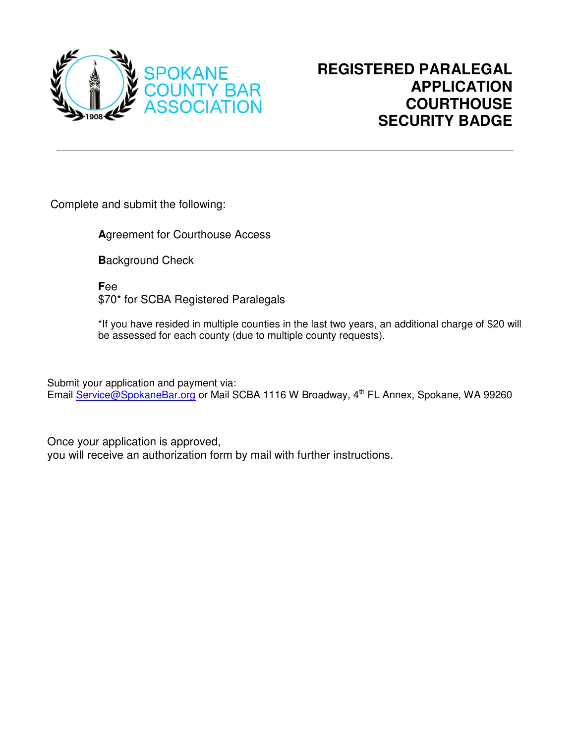SPOKANE COUNTY BAR ASSOCIATION

1908

# REGISTERED PARALEGAL APPLICATION COURTHOUSE SECURITY BADGE

---

Complete and submit the following:

**A**greement for Courthouse Access

**B**ackground Check

**F**ee
$70* for SCBA Registered Paralegals

*If you have resided in multiple counties in the last two years, an additional charge of $20 will be assessed for each county (due to multiple county requests).

Submit your application and payment via:
Email Service@SpokaneBar.org or Mail SCBA 1116 W Broadway, 4th FL Annex, Spokane, WA 99260

Once your application is approved,
you will receive an authorization form by mail with further instructions.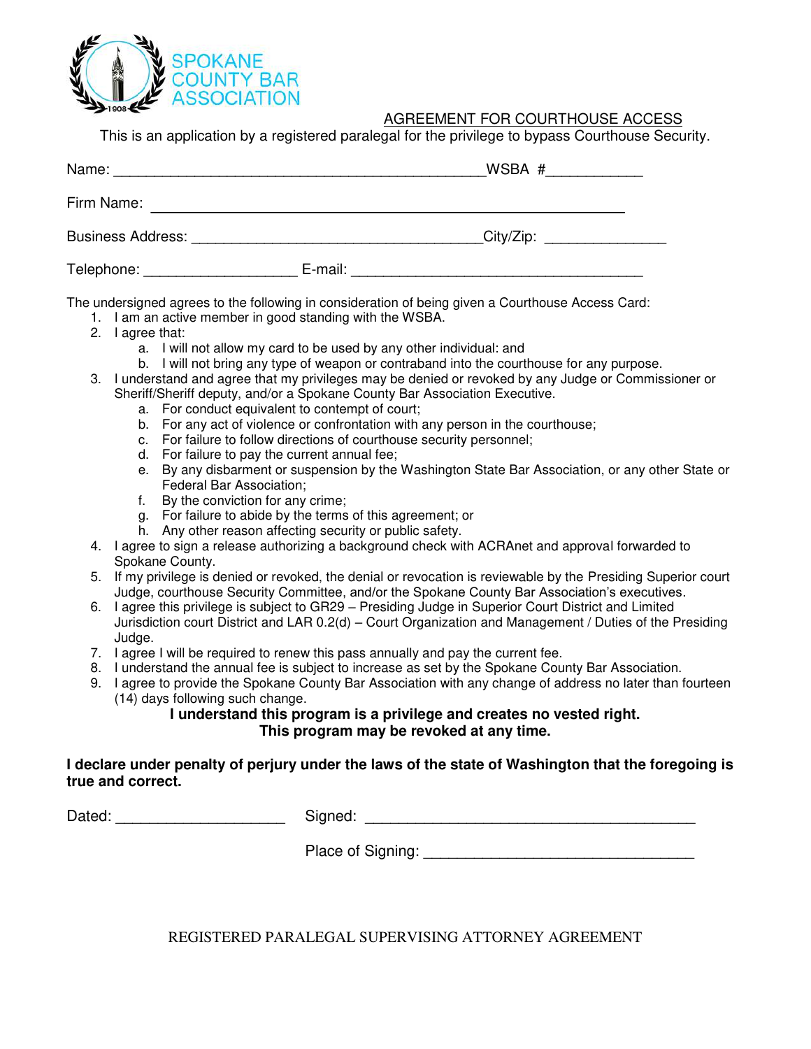SPOKANE COUNTY BAR ASSOCIATION

## AGREEMENT FOR COURTHOUSE ACCESS

This is an application by a registered paralegal for the privilege to bypass Courthouse Security.

Name: _______________________________________________WSBA #___________

Firm Name: ______________________________________________________________

Business Address: __________________________________City/Zip: ______________

Telephone: __________________ E-mail: ___________________________________

The undersigned agrees to the following in consideration of being given a Courthouse Access Card:

1. I am an active member in good standing with the WSBA.
2. I agree that:
   a. I will not allow my card to be used by any other individual: and
   b. I will not bring any type of weapon or contraband into the courthouse for any purpose.
3. I understand and agree that my privileges may be denied or revoked by any Judge or Commissioner or Sheriff/Sheriff deputy, and/or a Spokane County Bar Association Executive.
   a. For conduct equivalent to contempt of court;
   b. For any act of violence or confrontation with any person in the courthouse;
   c. For failure to follow directions of courthouse security personnel;
   d. For failure to pay the current annual fee;
   e. By any disbarment or suspension by the Washington State Bar Association, or any other State or Federal Bar Association;
   f. By the conviction for any crime;
   g. For failure to abide by the terms of this agreement; or
   h. Any other reason affecting security or public safety.
4. I agree to sign a release authorizing a background check with ACRAnet and approval forwarded to Spokane County.
5. If my privilege is denied or revoked, the denial or revocation is reviewable by the Presiding Superior court Judge, courthouse Security Committee, and/or the Spokane County Bar Association's executives.
6. I agree this privilege is subject to GR29 – Presiding Judge in Superior Court District and Limited Jurisdiction court District and LAR 0.2(d) – Court Organization and Management / Duties of the Presiding Judge.
7. I agree I will be required to renew this pass annually and pay the current fee.
8. I understand the annual fee is subject to increase as set by the Spokane County Bar Association.
9. I agree to provide the Spokane County Bar Association with any change of address no later than fourteen (14) days following such change.

**I understand this program is a privilege and creates no vested right.**
**This program may be revoked at any time.**

**I declare under penalty of perjury under the laws of the state of Washington that the foregoing is true and correct.**

Dated: ____________________ Signed: ______________________________________

Place of Signing: ________________________________

REGISTERED PARALEGAL SUPERVISING ATTORNEY AGREEMENT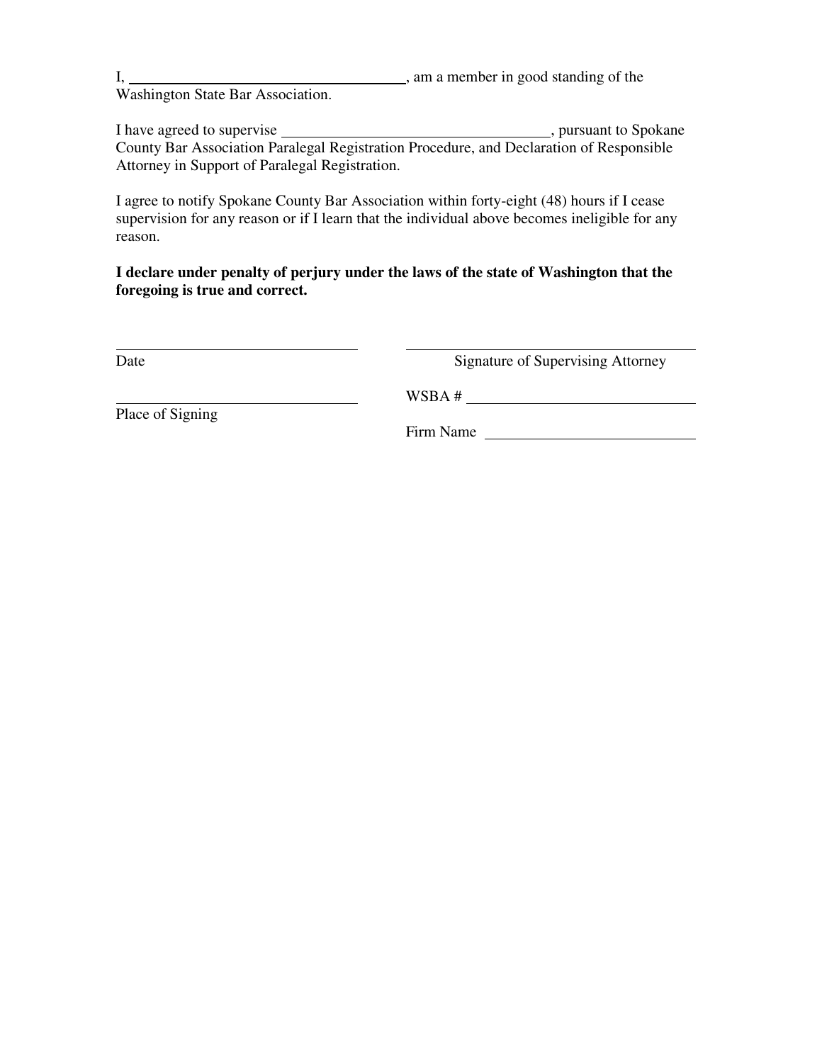I, \_\_\_\_\_\_\_\_\_\_\_\_\_\_\_\_\_\_\_\_\_\_\_\_\_\_\_\_\_\_\_\_\_\_\_\_, am a member in good standing of the Washington State Bar Association.

I have agreed to supervise \_\_\_\_\_\_\_\_\_\_\_\_\_\_\_\_\_\_\_\_\_\_\_\_\_\_\_\_\_\_\_\_\_\_, pursuant to Spokane County Bar Association Paralegal Registration Procedure, and Declaration of Responsible Attorney in Support of Paralegal Registration.

I agree to notify Spokane County Bar Association within forty-eight (48) hours if I cease supervision for any reason or if I learn that the individual above becomes ineligible for any reason.

**I declare under penalty of perjury under the laws of the state of Washington that the foregoing is true and correct.**

\_\_\_\_\_\_\_\_\_\_\_\_\_\_\_\_\_\_\_\_\_\_\_\_\_\_\_\_\_\_
Date

\_\_\_\_\_\_\_\_\_\_\_\_\_\_\_\_\_\_\_\_\_\_\_\_\_\_\_\_\_\_\_\_\_\_\_\_
Signature of Supervising Attorney

\_\_\_\_\_\_\_\_\_\_\_\_\_\_\_\_\_\_\_\_\_\_\_\_\_\_\_\_\_\_
Place of Signing

WSBA # \_\_\_\_\_\_\_\_\_\_\_\_\_\_\_\_\_\_\_\_\_\_\_\_\_\_\_\_

Firm Name \_\_\_\_\_\_\_\_\_\_\_\_\_\_\_\_\_\_\_\_\_\_\_\_\_\_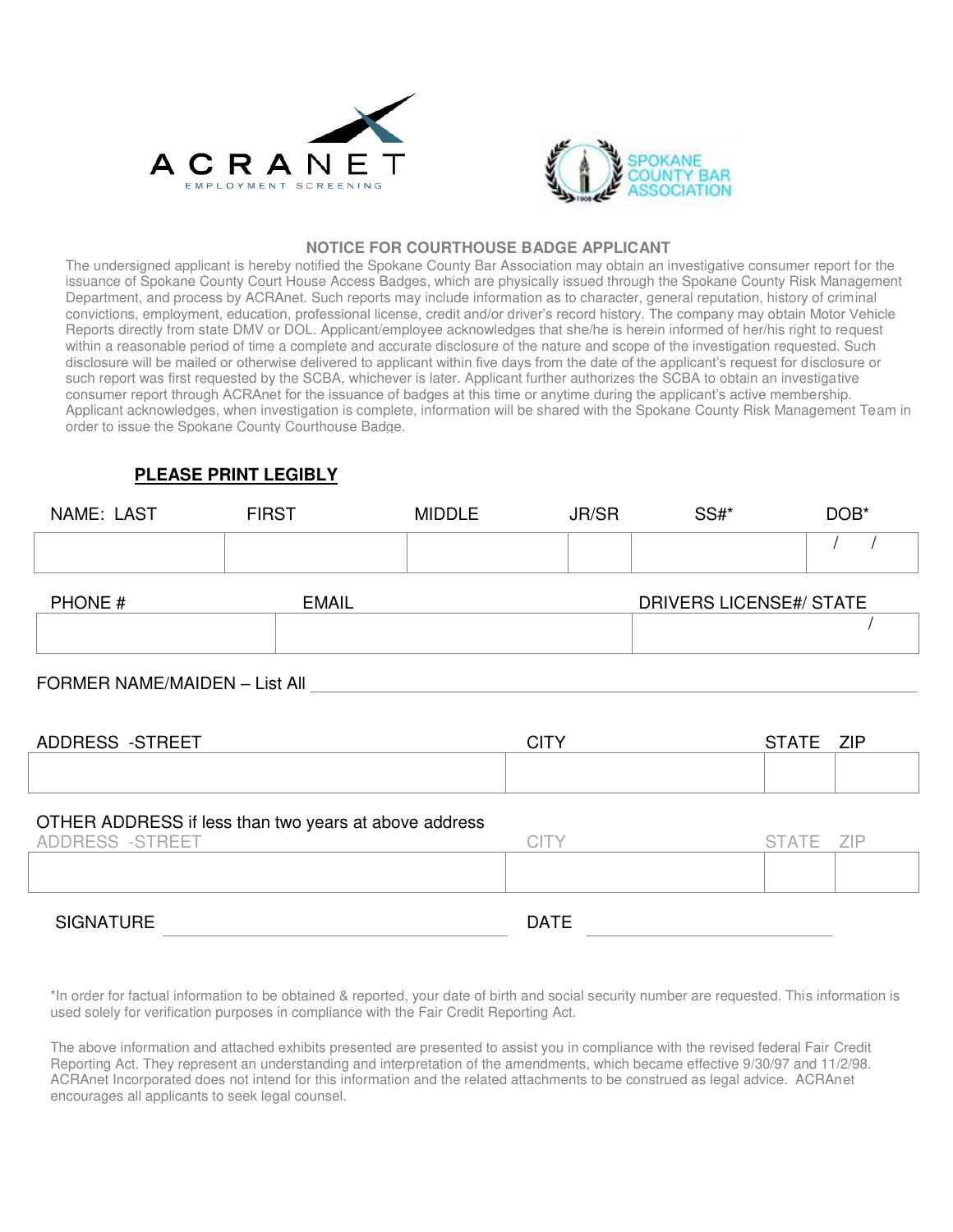ACRANET
EMPLOYMENT SCREENING

SPOKANE COUNTY BAR ASSOCIATION

## NOTICE FOR COURTHOUSE BADGE APPLICANT

The undersigned applicant is hereby notified the Spokane County Bar Association may obtain an investigative consumer report for the issuance of Spokane County Court House Access Badges, which are physically issued through the Spokane County Risk Management Department, and process by ACRAnet. Such reports may include information as to character, general reputation, history of criminal convictions, employment, education, professional license, credit and/or driver's record history. The company may obtain Motor Vehicle Reports directly from state DMV or DOL. Applicant/employee acknowledges that she/he is herein informed of her/his right to request within a reasonable period of time a complete and accurate disclosure of the nature and scope of the investigation requested. Such disclosure will be mailed or otherwise delivered to applicant within five days from the date of the applicant's request for disclosure or such report was first requested by the SCBA, whichever is later. Applicant further authorizes the SCBA to obtain an investigative consumer report through ACRAnet for the issuance of badges at this time or anytime during the applicant's active membership. Applicant acknowledges, when investigation is complete, information will be shared with the Spokane County Risk Management Team in order to issue the Spokane County Courthouse Badge.

**PLEASE PRINT LEGIBLY**

| NAME: LAST | FIRST | MIDDLE | JR/SR | SS#* | DOB* |
|---|---|---|---|---|---|
| | | | | | / / |

| PHONE # | EMAIL | DRIVERS LICENSE#/ STATE |
|---|---|---|
| | | / |

FORMER NAME/MAIDEN – List All ______________________________

| ADDRESS -STREET | CITY | STATE | ZIP |
|---|---|---|---|
| | | | |

OTHER ADDRESS if less than two years at above address

| ADDRESS -STREET | CITY | STATE | ZIP |
|---|---|---|---|
| | | | |

SIGNATURE ______________________________ DATE ______________________

*In order for factual information to be obtained & reported, your date of birth and social security number are requested. This information is used solely for verification purposes in compliance with the Fair Credit Reporting Act.

The above information and attached exhibits presented are presented to assist you in compliance with the revised federal Fair Credit Reporting Act. They represent an understanding and interpretation of the amendments, which became effective 9/30/97 and 11/2/98. ACRAnet Incorporated does not intend for this information and the related attachments to be construed as legal advice. ACRAnet encourages all applicants to seek legal counsel.